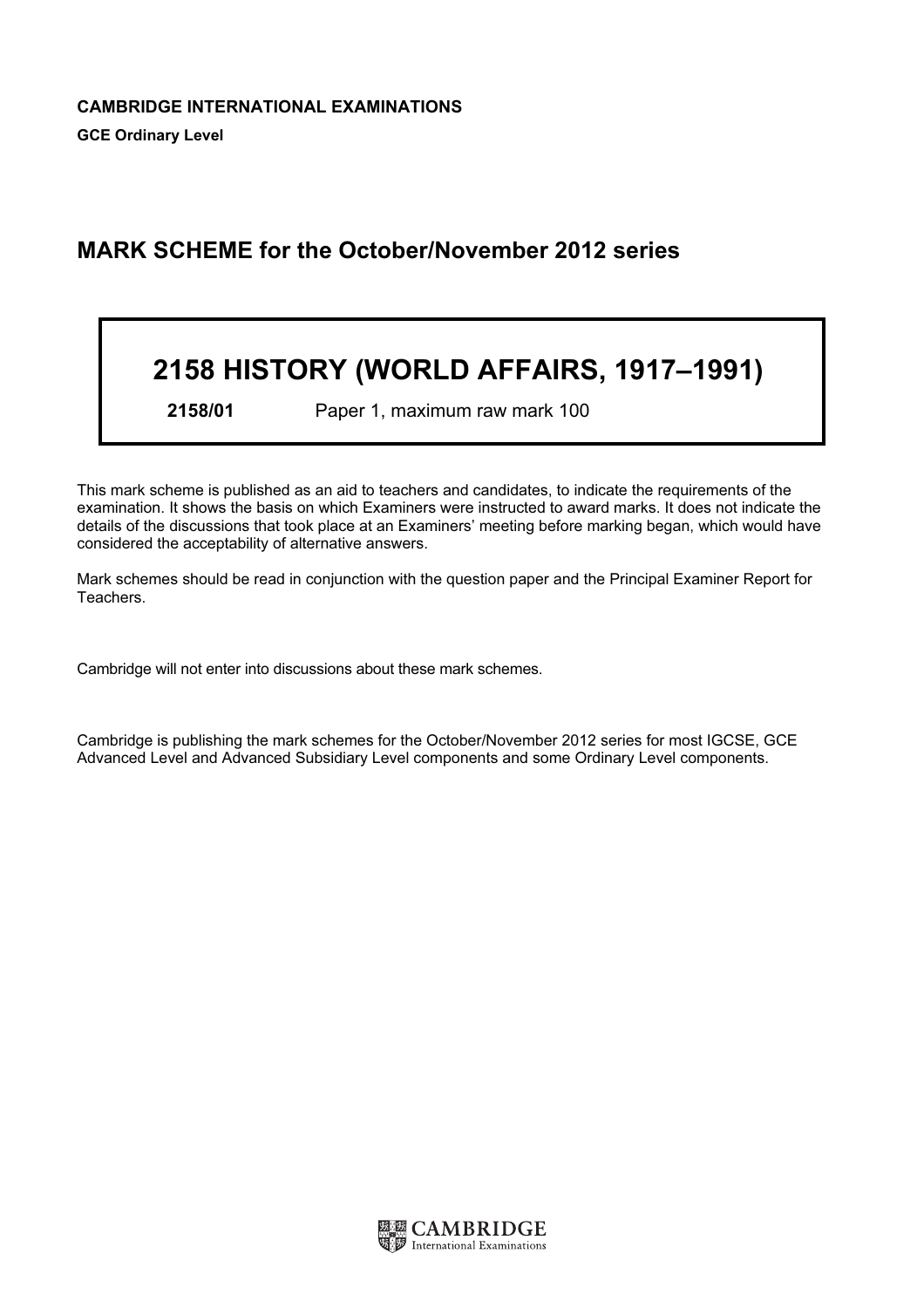**CAMBRIDGE INTERNATIONAL EXAMINATIONS**

**GCE Ordinary Level**

## MARK SCHEME for the October/November 2012 series

# 2158 HISTORY (WORLD AFFAIRS, 1917–1991)

**2158/01** Paper 1, maximum raw mark 100

This mark scheme is published as an aid to teachers and candidates, to indicate the requirements of the examination. It shows the basis on which Examiners were instructed to award marks. It does not indicate the details of the discussions that took place at an Examiners' meeting before marking began, which would have considered the acceptability of alternative answers.

Mark schemes should be read in conjunction with the question paper and the Principal Examiner Report for Teachers.

Cambridge will not enter into discussions about these mark schemes.

Cambridge is publishing the mark schemes for the October/November 2012 series for most IGCSE, GCE Advanced Level and Advanced Subsidiary Level components and some Ordinary Level components.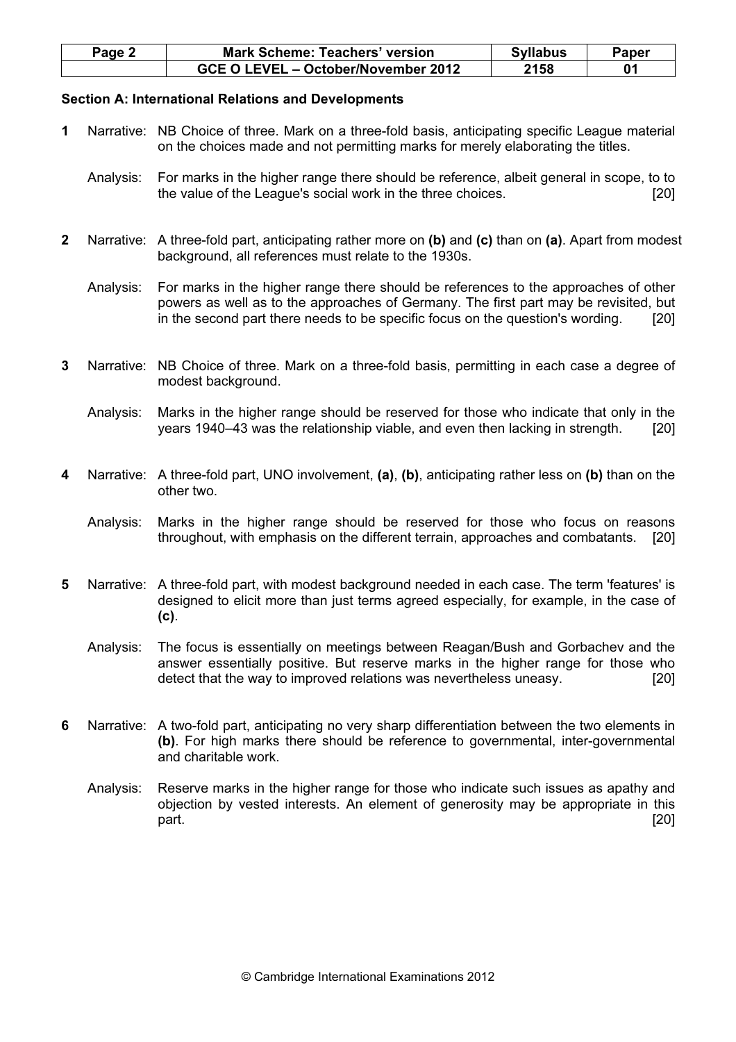**Section A: International Relations and Developments**

**1** Narrative: NB Choice of three. Mark on a three-fold basis, anticipating specific League material on the choices made and not permitting marks for merely elaborating the titles.

Analysis: For marks in the higher range there should be reference, albeit general in scope, to to the value of the League's social work in the three choices. [20]

**2** Narrative: A three-fold part, anticipating rather more on **(b)** and **(c)** than on **(a)**. Apart from modest background, all references must relate to the 1930s.

Analysis: For marks in the higher range there should be references to the approaches of other powers as well as to the approaches of Germany. The first part may be revisited, but in the second part there needs to be specific focus on the question's wording. [20]

**3** Narrative: NB Choice of three. Mark on a three-fold basis, permitting in each case a degree of modest background.

Analysis: Marks in the higher range should be reserved for those who indicate that only in the years 1940–43 was the relationship viable, and even then lacking in strength. [20]

**4** Narrative: A three-fold part, UNO involvement, **(a)**, **(b)**, anticipating rather less on **(b)** than on the other two.

Analysis: Marks in the higher range should be reserved for those who focus on reasons throughout, with emphasis on the different terrain, approaches and combatants. [20]

**5** Narrative: A three-fold part, with modest background needed in each case. The term 'features' is designed to elicit more than just terms agreed especially, for example, in the case of **(c)**.

Analysis: The focus is essentially on meetings between Reagan/Bush and Gorbachev and the answer essentially positive. But reserve marks in the higher range for those who detect that the way to improved relations was nevertheless uneasy. [20]

**6** Narrative: A two-fold part, anticipating no very sharp differentiation between the two elements in **(b)**. For high marks there should be reference to governmental, inter-governmental and charitable work.

Analysis: Reserve marks in the higher range for those who indicate such issues as apathy and objection by vested interests. An element of generosity may be appropriate in this part. [20]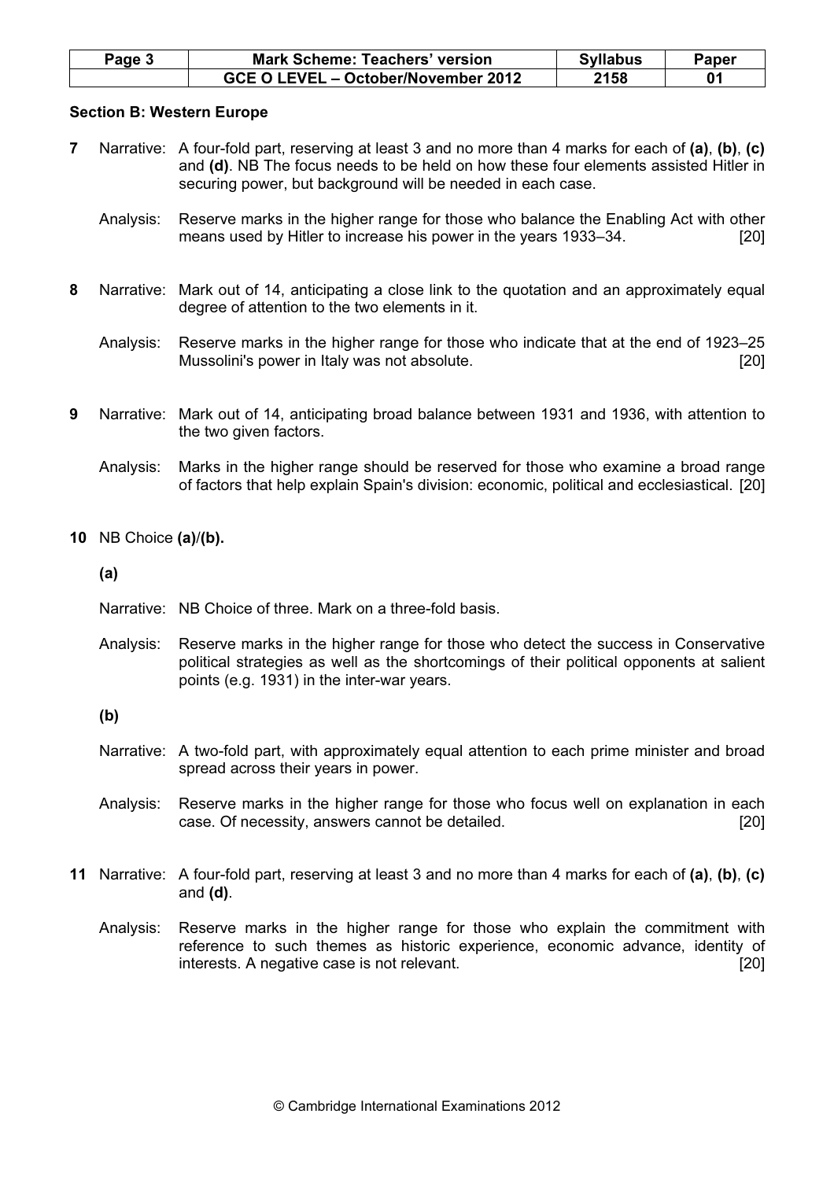## Section B: Western Europe

**7** Narrative: A four-fold part, reserving at least 3 and no more than 4 marks for each of **(a)**, **(b)**, **(c)** and **(d)**. NB The focus needs to be held on how these four elements assisted Hitler in securing power, but background will be needed in each case.

Analysis: Reserve marks in the higher range for those who balance the Enabling Act with other means used by Hitler to increase his power in the years 1933–34. [20]

**8** Narrative: Mark out of 14, anticipating a close link to the quotation and an approximately equal degree of attention to the two elements in it.

Analysis: Reserve marks in the higher range for those who indicate that at the end of 1923–25 Mussolini's power in Italy was not absolute. [20]

**9** Narrative: Mark out of 14, anticipating broad balance between 1931 and 1936, with attention to the two given factors.

Analysis: Marks in the higher range should be reserved for those who examine a broad range of factors that help explain Spain's division: economic, political and ecclesiastical. [20]

**10** NB Choice **(a)**/**(b)**.

**(a)**

Narrative: NB Choice of three. Mark on a three-fold basis.

Analysis: Reserve marks in the higher range for those who detect the success in Conservative political strategies as well as the shortcomings of their political opponents at salient points (e.g. 1931) in the inter-war years.

**(b)**

Narrative: A two-fold part, with approximately equal attention to each prime minister and broad spread across their years in power.

Analysis: Reserve marks in the higher range for those who focus well on explanation in each case. Of necessity, answers cannot be detailed. [20]

**11** Narrative: A four-fold part, reserving at least 3 and no more than 4 marks for each of **(a)**, **(b)**, **(c)** and **(d)**.

Analysis: Reserve marks in the higher range for those who explain the commitment with reference to such themes as historic experience, economic advance, identity of interests. A negative case is not relevant. [20]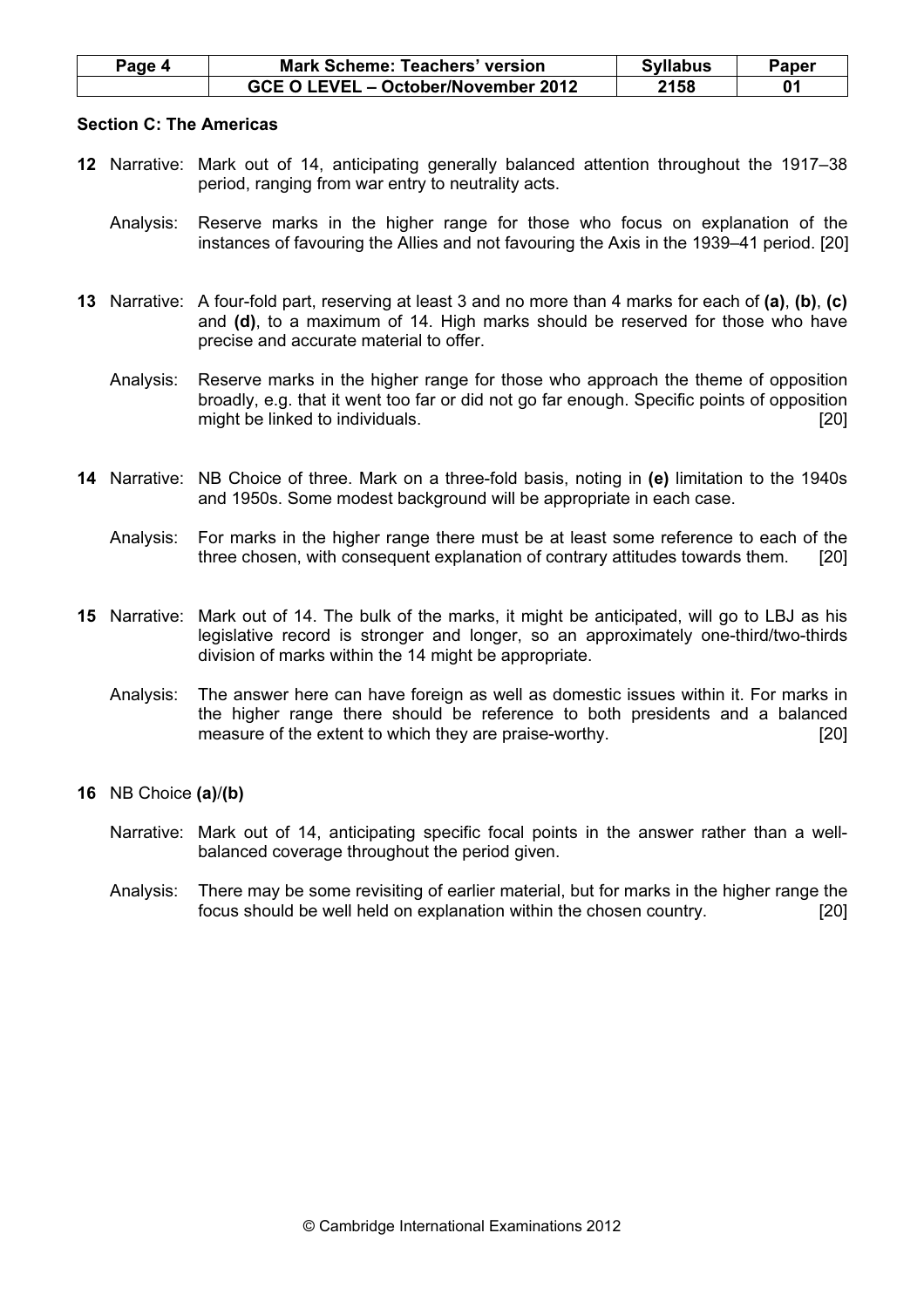## Section C: The Americas

**12** Narrative: Mark out of 14, anticipating generally balanced attention throughout the 1917–38 period, ranging from war entry to neutrality acts.

Analysis: Reserve marks in the higher range for those who focus on explanation of the instances of favouring the Allies and not favouring the Axis in the 1939–41 period. [20]

**13** Narrative: A four-fold part, reserving at least 3 and no more than 4 marks for each of **(a)**, **(b)**, **(c)** and **(d)**, to a maximum of 14. High marks should be reserved for those who have precise and accurate material to offer.

Analysis: Reserve marks in the higher range for those who approach the theme of opposition broadly, e.g. that it went too far or did not go far enough. Specific points of opposition might be linked to individuals. [20]

**14** Narrative: NB Choice of three. Mark on a three-fold basis, noting in **(e)** limitation to the 1940s and 1950s. Some modest background will be appropriate in each case.

Analysis: For marks in the higher range there must be at least some reference to each of the three chosen, with consequent explanation of contrary attitudes towards them. [20]

**15** Narrative: Mark out of 14. The bulk of the marks, it might be anticipated, will go to LBJ as his legislative record is stronger and longer, so an approximately one-third/two-thirds division of marks within the 14 might be appropriate.

Analysis: The answer here can have foreign as well as domestic issues within it. For marks in the higher range there should be reference to both presidents and a balanced measure of the extent to which they are praise-worthy. [20]

**16** NB Choice **(a)**/**(b)**

Narrative: Mark out of 14, anticipating specific focal points in the answer rather than a well-balanced coverage throughout the period given.

Analysis: There may be some revisiting of earlier material, but for marks in the higher range the focus should be well held on explanation within the chosen country. [20]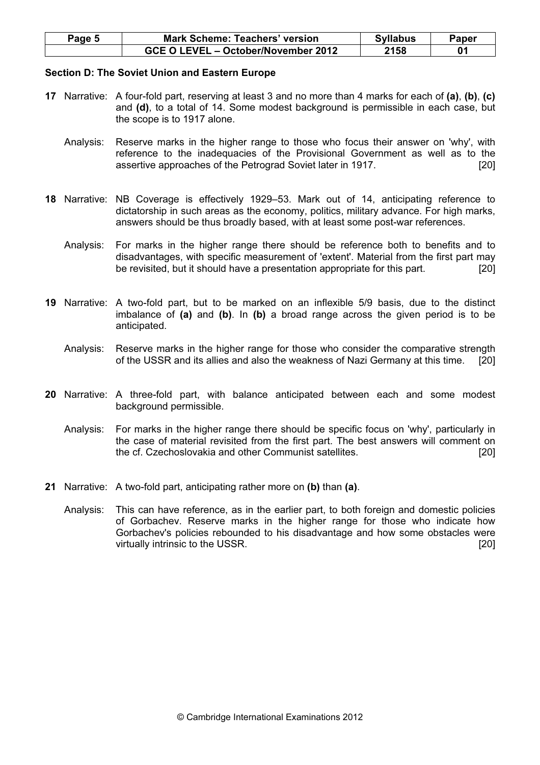## Section D: The Soviet Union and Eastern Europe

**17** Narrative: A four-fold part, reserving at least 3 and no more than 4 marks for each of **(a)**, **(b)**, **(c)** and **(d)**, to a total of 14. Some modest background is permissible in each case, but the scope is to 1917 alone.

Analysis: Reserve marks in the higher range to those who focus their answer on 'why', with reference to the inadequacies of the Provisional Government as well as to the assertive approaches of the Petrograd Soviet later in 1917. [20]

**18** Narrative: NB Coverage is effectively 1929–53. Mark out of 14, anticipating reference to dictatorship in such areas as the economy, politics, military advance. For high marks, answers should be thus broadly based, with at least some post-war references.

Analysis: For marks in the higher range there should be reference both to benefits and to disadvantages, with specific measurement of 'extent'. Material from the first part may be revisited, but it should have a presentation appropriate for this part. [20]

**19** Narrative: A two-fold part, but to be marked on an inflexible 5/9 basis, due to the distinct imbalance of **(a)** and **(b)**. In **(b)** a broad range across the given period is to be anticipated.

Analysis: Reserve marks in the higher range for those who consider the comparative strength of the USSR and its allies and also the weakness of Nazi Germany at this time. [20]

**20** Narrative: A three-fold part, with balance anticipated between each and some modest background permissible.

Analysis: For marks in the higher range there should be specific focus on 'why', particularly in the case of material revisited from the first part. The best answers will comment on the cf. Czechoslovakia and other Communist satellites. [20]

**21** Narrative: A two-fold part, anticipating rather more on **(b)** than **(a)**.

Analysis: This can have reference, as in the earlier part, to both foreign and domestic policies of Gorbachev. Reserve marks in the higher range for those who indicate how Gorbachev's policies rebounded to his disadvantage and how some obstacles were virtually intrinsic to the USSR. [20]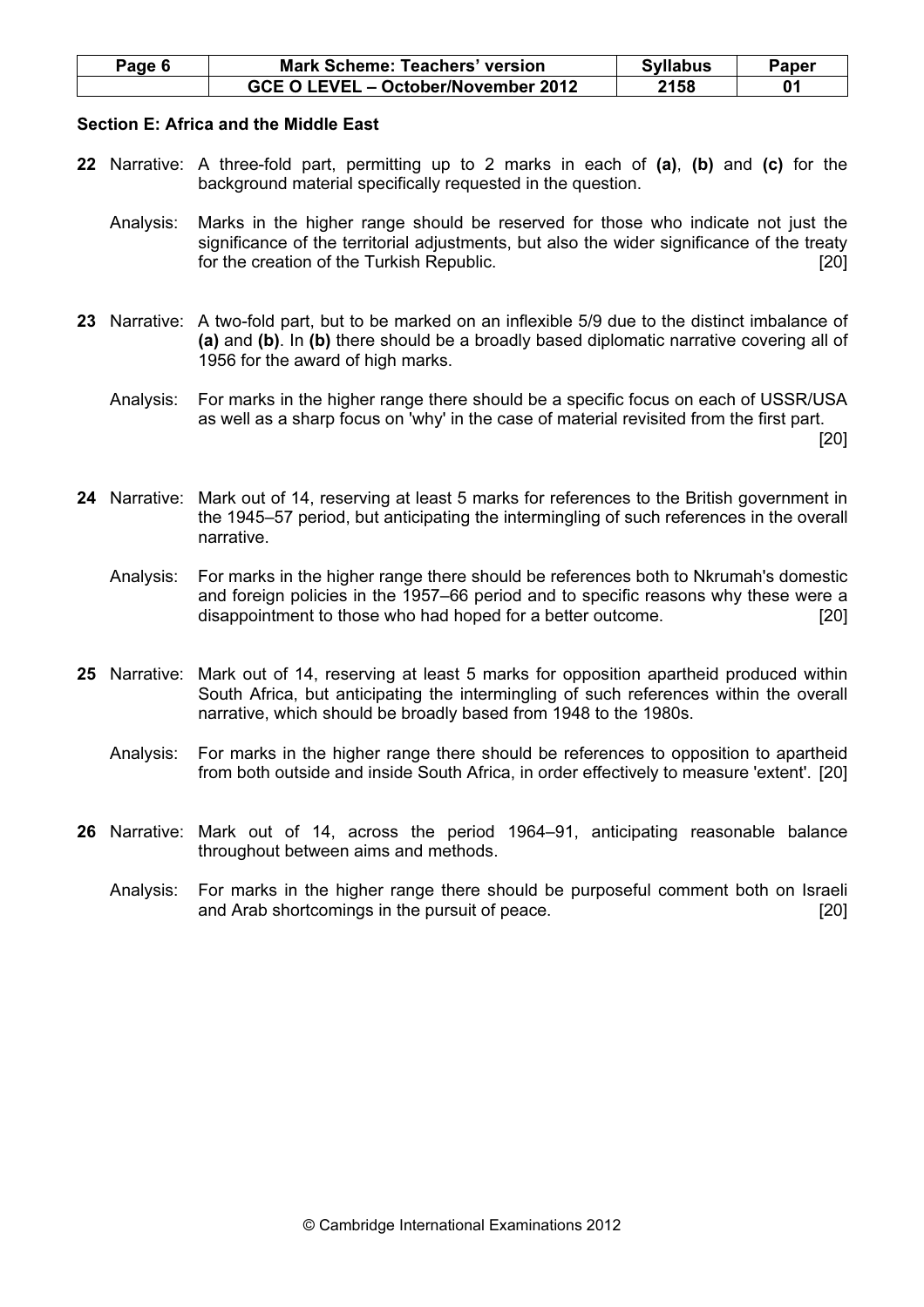**Section E: Africa and the Middle East**

**22** Narrative: A three-fold part, permitting up to 2 marks in each of **(a)**, **(b)** and **(c)** for the background material specifically requested in the question.

Analysis: Marks in the higher range should be reserved for those who indicate not just the significance of the territorial adjustments, but also the wider significance of the treaty for the creation of the Turkish Republic. [20]

**23** Narrative: A two-fold part, but to be marked on an inflexible 5/9 due to the distinct imbalance of **(a)** and **(b)**. In **(b)** there should be a broadly based diplomatic narrative covering all of 1956 for the award of high marks.

Analysis: For marks in the higher range there should be a specific focus on each of USSR/USA as well as a sharp focus on 'why' in the case of material revisited from the first part. [20]

**24** Narrative: Mark out of 14, reserving at least 5 marks for references to the British government in the 1945–57 period, but anticipating the intermingling of such references in the overall narrative.

Analysis: For marks in the higher range there should be references both to Nkrumah's domestic and foreign policies in the 1957–66 period and to specific reasons why these were a disappointment to those who had hoped for a better outcome. [20]

**25** Narrative: Mark out of 14, reserving at least 5 marks for opposition apartheid produced within South Africa, but anticipating the intermingling of such references within the overall narrative, which should be broadly based from 1948 to the 1980s.

Analysis: For marks in the higher range there should be references to opposition to apartheid from both outside and inside South Africa, in order effectively to measure 'extent'. [20]

**26** Narrative: Mark out of 14, across the period 1964–91, anticipating reasonable balance throughout between aims and methods.

Analysis: For marks in the higher range there should be purposeful comment both on Israeli and Arab shortcomings in the pursuit of peace. [20]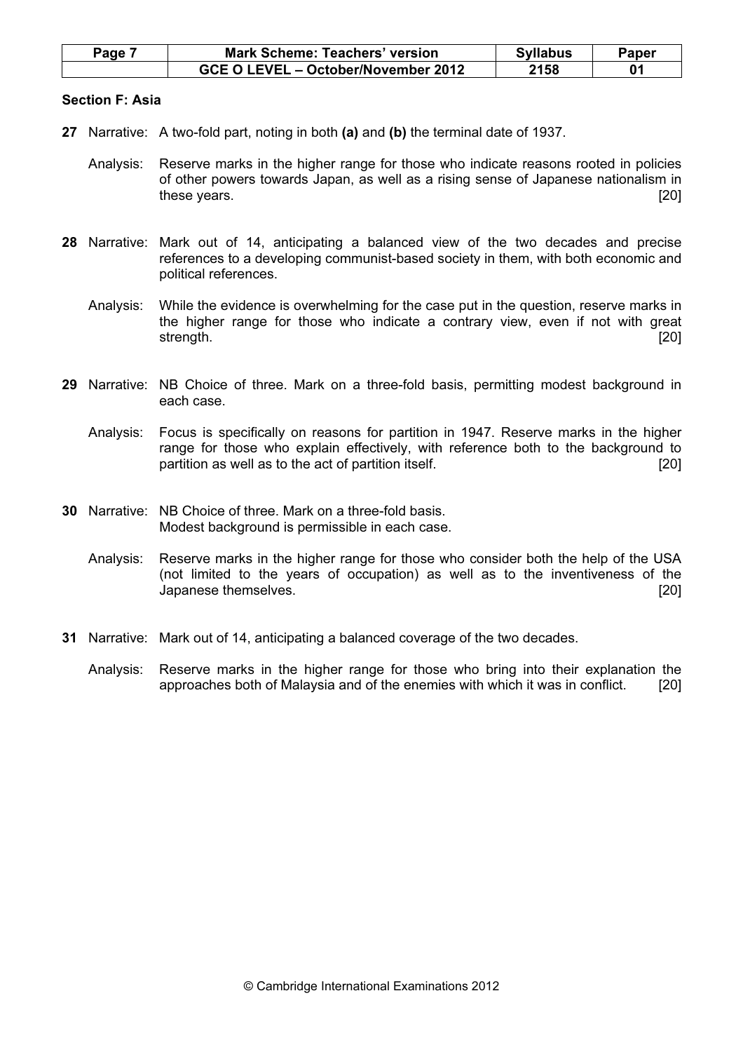## Section F: Asia

**27** Narrative: A two-fold part, noting in both **(a)** and **(b)** the terminal date of 1937.

Analysis: Reserve marks in the higher range for those who indicate reasons rooted in policies of other powers towards Japan, as well as a rising sense of Japanese nationalism in these years. [20]

**28** Narrative: Mark out of 14, anticipating a balanced view of the two decades and precise references to a developing communist-based society in them, with both economic and political references.

Analysis: While the evidence is overwhelming for the case put in the question, reserve marks in the higher range for those who indicate a contrary view, even if not with great strength. [20]

**29** Narrative: NB Choice of three. Mark on a three-fold basis, permitting modest background in each case.

Analysis: Focus is specifically on reasons for partition in 1947. Reserve marks in the higher range for those who explain effectively, with reference both to the background to partition as well as to the act of partition itself. [20]

**30** Narrative: NB Choice of three. Mark on a three-fold basis.
Modest background is permissible in each case.

Analysis: Reserve marks in the higher range for those who consider both the help of the USA (not limited to the years of occupation) as well as to the inventiveness of the Japanese themselves. [20]

**31** Narrative: Mark out of 14, anticipating a balanced coverage of the two decades.

Analysis: Reserve marks in the higher range for those who bring into their explanation the approaches both of Malaysia and of the enemies with which it was in conflict. [20]

© Cambridge International Examinations 2012